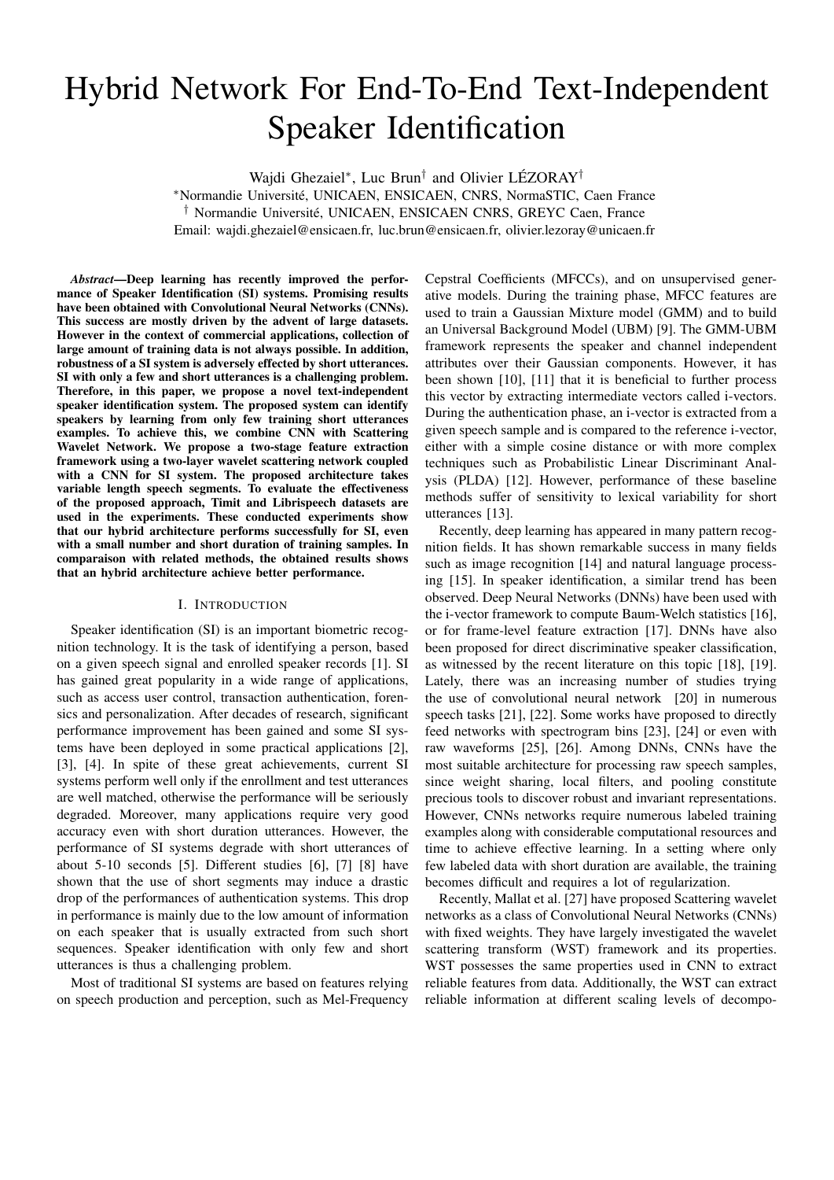# Hybrid Network For End-To-End Text-Independent Speaker Identification

Wajdi Ghezaiel*, Luc Brun† and Olivier LÉZORAY†

*Normandie Université, UNICAEN, ENSICAEN, CNRS, NormaSTIC, Caen France

† Normandie Université, UNICAEN, ENSICAEN CNRS, GREYC Caen, France

Email: wajdi.ghezaiel@ensicaen.fr, luc.brun@ensicaen.fr, olivier.lezoray@unicaen.fr

***Abstract*—Deep learning has recently improved the performance of Speaker Identification (SI) systems. Promising results have been obtained with Convolutional Neural Networks (CNNs). This success are mostly driven by the advent of large datasets. However in the context of commercial applications, collection of large amount of training data is not always possible. In addition, robustness of a SI system is adversely effected by short utterances. SI with only a few and short utterances is a challenging problem. Therefore, in this paper, we propose a novel text-independent speaker identification system. The proposed system can identify speakers by learning from only few training short utterances examples. To achieve this, we combine CNN with Scattering Wavelet Network. We propose a two-stage feature extraction framework using a two-layer wavelet scattering network coupled with a CNN for SI system. The proposed architecture takes variable length speech segments. To evaluate the effectiveness of the proposed approach, Timit and Librispeech datasets are used in the experiments. These conducted experiments show that our hybrid architecture performs successfully for SI, even with a small number and short duration of training samples. In comparaison with related methods, the obtained results shows that an hybrid architecture achieve better performance.**

## I. Introduction

Speaker identification (SI) is an important biometric recognition technology. It is the task of identifying a person, based on a given speech signal and enrolled speaker records [1]. SI has gained great popularity in a wide range of applications, such as access user control, transaction authentication, forensics and personalization. After decades of research, significant performance improvement has been gained and some SI systems have been deployed in some practical applications [2], [3], [4]. In spite of these great achievements, current SI systems perform well only if the enrollment and test utterances are well matched, otherwise the performance will be seriously degraded. Moreover, many applications require very good accuracy even with short duration utterances. However, the performance of SI systems degrade with short utterances of about 5-10 seconds [5]. Different studies [6], [7] [8] have shown that the use of short segments may induce a drastic drop of the performances of authentication systems. This drop in performance is mainly due to the low amount of information on each speaker that is usually extracted from such short sequences. Speaker identification with only few and short utterances is thus a challenging problem.

Most of traditional SI systems are based on features relying on speech production and perception, such as Mel-Frequency Cepstral Coefficients (MFCCs), and on unsupervised generative models. During the training phase, MFCC features are used to train a Gaussian Mixture model (GMM) and to build an Universal Background Model (UBM) [9]. The GMM-UBM framework represents the speaker and channel independent attributes over their Gaussian components. However, it has been shown [10], [11] that it is beneficial to further process this vector by extracting intermediate vectors called i-vectors. During the authentication phase, an i-vector is extracted from a given speech sample and is compared to the reference i-vector, either with a simple cosine distance or with more complex techniques such as Probabilistic Linear Discriminant Analysis (PLDA) [12]. However, performance of these baseline methods suffer of sensitivity to lexical variability for short utterances [13].

Recently, deep learning has appeared in many pattern recognition fields. It has shown remarkable success in many fields such as image recognition [14] and natural language processing [15]. In speaker identification, a similar trend has been observed. Deep Neural Networks (DNNs) have been used with the i-vector framework to compute Baum-Welch statistics [16], or for frame-level feature extraction [17]. DNNs have also been proposed for direct discriminative speaker classification, as witnessed by the recent literature on this topic [18], [19]. Lately, there was an increasing number of studies trying the use of convolutional neural network [20] in numerous speech tasks [21], [22]. Some works have proposed to directly feed networks with spectrogram bins [23], [24] or even with raw waveforms [25], [26]. Among DNNs, CNNs have the most suitable architecture for processing raw speech samples, since weight sharing, local filters, and pooling constitute precious tools to discover robust and invariant representations. However, CNNs networks require numerous labeled training examples along with considerable computational resources and time to achieve effective learning. In a setting where only few labeled data with short duration are available, the training becomes difficult and requires a lot of regularization.

Recently, Mallat et al. [27] have proposed Scattering wavelet networks as a class of Convolutional Neural Networks (CNNs) with fixed weights. They have largely investigated the wavelet scattering transform (WST) framework and its properties. WST possesses the same properties used in CNN to extract reliable features from data. Additionally, the WST can extract reliable information at different scaling levels of decompo-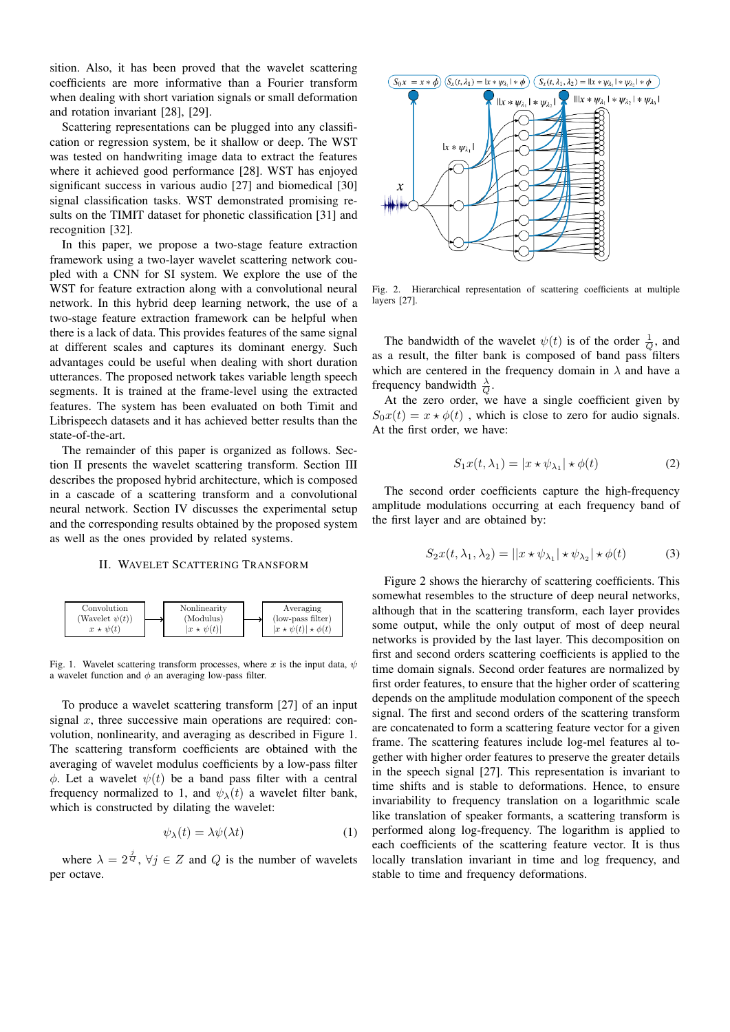sition. Also, it has been proved that the wavelet scattering coefficients are more informative than a Fourier transform when dealing with short variation signals or small deformation and rotation invariant [28], [29].

Scattering representations can be plugged into any classification or regression system, be it shallow or deep. The WST was tested on handwriting image data to extract the features where it achieved good performance [28]. WST has enjoyed significant success in various audio [27] and biomedical [30] signal classification tasks. WST demonstrated promising results on the TIMIT dataset for phonetic classification [31] and recognition [32].

In this paper, we propose a two-stage feature extraction framework using a two-layer wavelet scattering network coupled with a CNN for SI system. We explore the use of the WST for feature extraction along with a convolutional neural network. In this hybrid deep learning network, the use of a two-stage feature extraction framework can be helpful when there is a lack of data. This provides features of the same signal at different scales and captures its dominant energy. Such advantages could be useful when dealing with short duration utterances. The proposed network takes variable length speech segments. It is trained at the frame-level using the extracted features. The system has been evaluated on both Timit and Librispeech datasets and it has achieved better results than the state-of-the-art.

The remainder of this paper is organized as follows. Section II presents the wavelet scattering transform. Section III describes the proposed hybrid architecture, which is composed in a cascade of a scattering transform and a convolutional neural network. Section IV discusses the experimental setup and the corresponding results obtained by the proposed system as well as the ones provided by related systems.

## II. Wavelet Scattering Transform

Convolution (Wavelet $\psi(t)$) $x \star \psi(t)$ → Nonlinearity (Modulus) $|x \star \psi(t)|$ → Averaging (low-pass filter) $|x \star \psi(t)| \star \phi(t)$

Fig. 1. Wavelet scattering transform processes, where $x$ is the input data, $\psi$ a wavelet function and $\phi$ an averaging low-pass filter.

To produce a wavelet scattering transform [27] of an input signal $x$, three successive main operations are required: convolution, nonlinearity, and averaging as described in Figure 1. The scattering transform coefficients are obtained with the averaging of wavelet modulus coefficients by a low-pass filter $\phi$. Let a wavelet $\psi(t)$ be a band pass filter with a central frequency normalized to 1, and $\psi_\lambda(t)$ a wavelet filter bank, which is constructed by dilating the wavelet:

$$\psi_\lambda(t) = \lambda\psi(\lambda t) \tag{1}$$

where $\lambda = 2^{\frac{j}{Q}}$, $\forall j \in Z$ and $Q$ is the number of wavelets per octave.

Fig. 2. Hierarchical representation of scattering coefficients at multiple layers [27].

The bandwidth of the wavelet $\psi(t)$ is of the order $\frac{1}{Q}$, and as a result, the filter bank is composed of band pass filters which are centered in the frequency domain in $\lambda$ and have a frequency bandwidth $\frac{\lambda}{Q}$.

At the zero order, we have a single coefficient given by $S_0x(t) = x \star \phi(t)$ , which is close to zero for audio signals. At the first order, we have:

$$S_1x(t, \lambda_1) = |x \star \psi_{\lambda_1}| \star \phi(t) \tag{2}$$

The second order coefficients capture the high-frequency amplitude modulations occurring at each frequency band of the first layer and are obtained by:

$$S_2x(t, \lambda_1, \lambda_2) = ||x \star \psi_{\lambda_1}| \star \psi_{\lambda_2}| \star \phi(t) \tag{3}$$

Figure 2 shows the hierarchy of scattering coefficients. This somewhat resembles to the structure of deep neural networks, although that in the scattering transform, each layer provides some output, while the only output of most of deep neural networks is provided by the last layer. This decomposition on first and second orders scattering coefficients is applied to the time domain signals. Second order features are normalized by first order features, to ensure that the higher order of scattering depends on the amplitude modulation component of the speech signal. The first and second orders of the scattering transform are concatenated to form a scattering feature vector for a given frame. The scattering features include log-mel features al together with higher order features to preserve the greater details in the speech signal [27]. This representation is invariant to time shifts and is stable to deformations. Hence, to ensure invariability to frequency translation on a logarithmic scale like translation of speaker formants, a scattering transform is performed along log-frequency. The logarithm is applied to each coefficients of the scattering feature vector. It is thus locally translation invariant in time and log frequency, and stable to time and frequency deformations.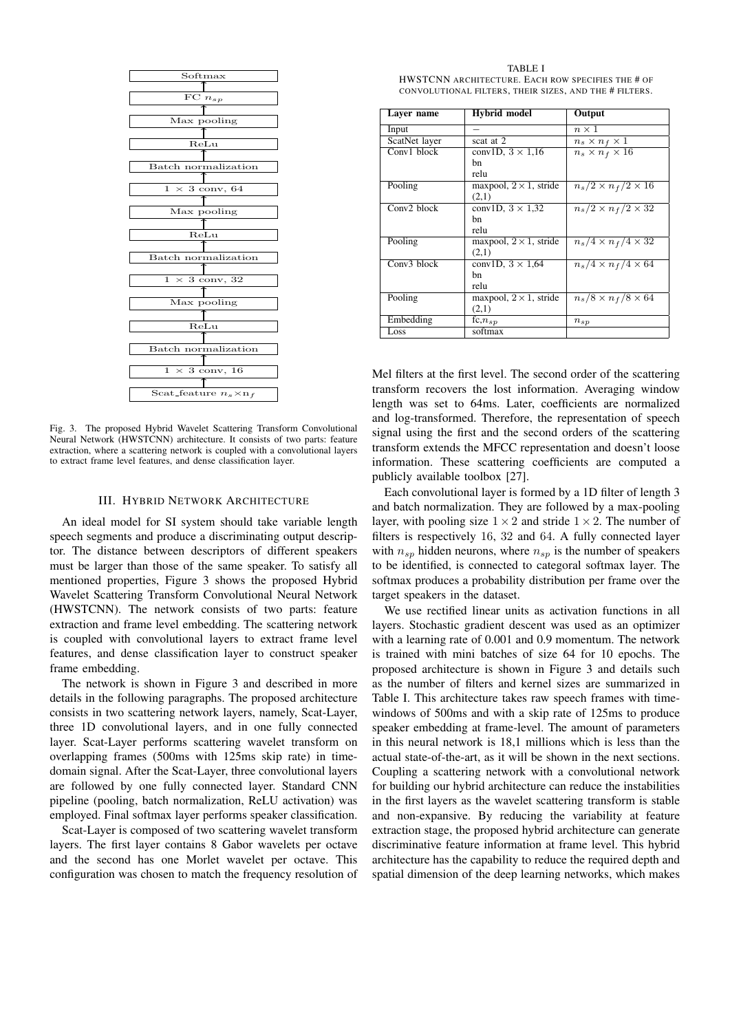Softmax

FC $n_{sp}$

Max pooling

ReLu

Batch normalization

$1 \times 3$ conv, 64

Max pooling

ReLu

Batch normalization

$1 \times 3$ conv, 32

Max pooling

ReLu

Batch normalization

$1 \times 3$ conv, 16

Scat_feature $n_s \times n_f$

Fig. 3. The proposed Hybrid Wavelet Scattering Transform Convolutional Neural Network (HWSTCNN) architecture. It consists of two parts: feature extraction, where a scattering network is coupled with a convolutional layers to extract frame level features, and dense classification layer.

## III. Hybrid Network Architecture

An ideal model for SI system should take variable length speech segments and produce a discriminating output descriptor. The distance between descriptors of different speakers must be larger than those of the same speaker. To satisfy all mentioned properties, Figure 3 shows the proposed Hybrid Wavelet Scattering Transform Convolutional Neural Network (HWSTCNN). The network consists of two parts: feature extraction and frame level embedding. The scattering network is coupled with convolutional layers to extract frame level features, and dense classification layer to construct speaker frame embedding.

The network is shown in Figure 3 and described in more details in the following paragraphs. The proposed architecture consists in two scattering network layers, namely, Scat-Layer, three 1D convolutional layers, and in one fully connected layer. Scat-Layer performs scattering wavelet transform on overlapping frames (500ms with 125ms skip rate) in time-domain signal. After the Scat-Layer, three convolutional layers are followed by one fully connected layer. Standard CNN pipeline (pooling, batch normalization, ReLU activation) was employed. Final softmax layer performs speaker classification.

Scat-Layer is composed of two scattering wavelet transform layers. The first layer contains 8 Gabor wavelets per octave and the second has one Morlet wavelet per octave. This configuration was chosen to match the frequency resolution of Mel filters at the first level. The second order of the scattering transform recovers the lost information. Averaging window length was set to 64ms. Later, coefficients are normalized and log-transformed. Therefore, the representation of speech signal using the first and the second orders of the scattering transform extends the MFCC representation and doesn't loose information. These scattering coefficients are computed a publicly available toolbox [27].

TABLE I
HWSTCNN architecture. Each row specifies the # of convolutional filters, their sizes, and the # filters.

| Layer name | Hybrid model | Output |
|---|---|---|
| Input | – | $n \times 1$ |
| ScatNet layer | scat at 2 | $n_s \times n_f \times 1$ |
| Conv1 block | conv1D, $3 \times 1$,16<br>bn<br>relu | $n_s \times n_f \times 16$ |
| Pooling | maxpool, $2 \times 1$, stride (2,1) | $n_s/2 \times n_f/2 \times 16$ |
| Conv2 block | conv1D, $3 \times 1$,32<br>bn<br>relu | $n_s/2 \times n_f/2 \times 32$ |
| Pooling | maxpool, $2 \times 1$, stride (2,1) | $n_s/4 \times n_f/4 \times 32$ |
| Conv3 block | conv1D, $3 \times 1$,64<br>bn<br>relu | $n_s/4 \times n_f/4 \times 64$ |
| Pooling | maxpool, $2 \times 1$, stride (2,1) | $n_s/8 \times n_f/8 \times 64$ |
| Embedding | fc,$n_{sp}$ | $n_{sp}$ |
| Loss | softmax | |

Each convolutional layer is formed by a 1D filter of length 3 and batch normalization. They are followed by a max-pooling layer, with pooling size $1 \times 2$ and stride $1 \times 2$. The number of filters is respectively 16, 32 and 64. A fully connected layer with $n_{sp}$ hidden neurons, where $n_{sp}$ is the number of speakers to be identified, is connected to categoral softmax layer. The softmax produces a probability distribution per frame over the target speakers in the dataset.

We use rectified linear units as activation functions in all layers. Stochastic gradient descent was used as an optimizer with a learning rate of 0.001 and 0.9 momentum. The network is trained with mini batches of size 64 for 10 epochs. The proposed architecture is shown in Figure 3 and details such as the number of filters and kernel sizes are summarized in Table I. This architecture takes raw speech frames with time-windows of 500ms and with a skip rate of 125ms to produce speaker embedding at frame-level. The amount of parameters in this neural network is 18,1 millions which is less than the actual state-of-the-art, as it will be shown in the next sections. Coupling a scattering network with a convolutional network for building our hybrid architecture can reduce the instabilities in the first layers as the wavelet scattering transform is stable and non-expansive. By reducing the variability at feature extraction stage, the proposed hybrid architecture can generate discriminative feature information at frame level. This hybrid architecture has the capability to reduce the required depth and spatial dimension of the deep learning networks, which makes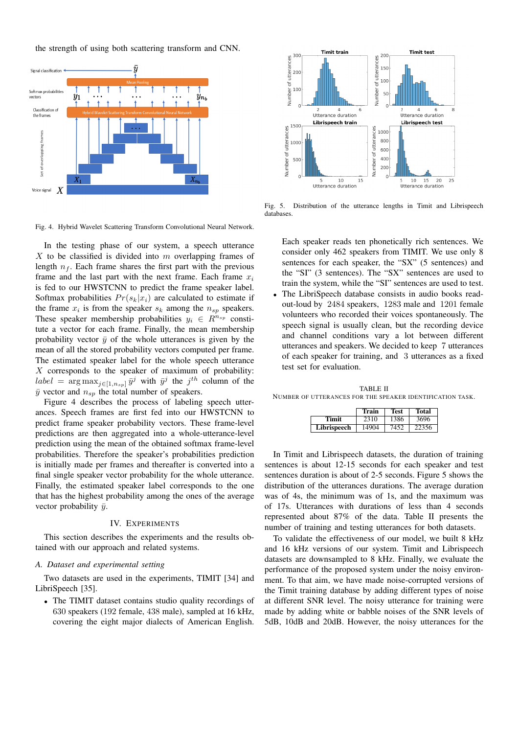the strength of using both scattering transform and CNN.

Fig. 4. Hybrid Wavelet Scattering Transform Convolutional Neural Network.

In the testing phase of our system, a speech utterance $X$ to be classified is divided into $m$ overlapping frames of length $n_f$. Each frame shares the first part with the previous frame and the last part with the next frame. Each frame $x_i$ is fed to our HWSTCNN to predict the frame speaker label. Softmax probabilities $Pr(s_k|x_i)$ are calculated to estimate if the frame $x_i$ is from the speaker $s_k$ among the $n_{sp}$ speakers. These speaker membership probabilities $y_i \in R^{n_{sp}}$ constitute a vector for each frame. Finally, the mean membership probability vector $\bar{y}$ of the whole utterances is given by the mean of all the stored probability vectors computed per frame. The estimated speaker label for the whole speech utterance $X$ corresponds to the speaker of maximum of probability: $label = \arg\max_{j \in [1, n_{sp}]} \bar{y}^j$ with $\bar{y}^j$ the $j^{th}$ column of the $\bar{y}$ vector and $n_{sp}$ the total number of speakers.

Figure 4 describes the process of labeling speech utterances. Speech frames are first fed into our HWSTCNN to predict frame speaker probability vectors. These frame-level predictions are then aggregated into a whole-utterance-level prediction using the mean of the obtained softmax frame-level probabilities. Therefore the speaker's probabilities prediction is initially made per frames and thereafter is converted into a final single speaker vector probability for the whole utterance. Finally, the estimated speaker label corresponds to the one that has the highest probability among the ones of the average vector probability $\bar{y}$.

## IV. Experiments

This section describes the experiments and the results obtained with our approach and related systems.

### A. Dataset and experimental setting

Two datasets are used in the experiments, TIMIT [34] and LibriSpeech [35].

- The TIMIT dataset contains studio quality recordings of 630 speakers (192 female, 438 male), sampled at 16 kHz, covering the eight major dialects of American English. Each speaker reads ten phonetically rich sentences. We consider only 462 speakers from TIMIT. We use only 8 sentences for each speaker, the "SX" (5 sentences) and the "SI" (3 sentences). The "SX" sentences are used to train the system, while the "SI" sentences are used to test.
- The LibriSpeech database consists in audio books read-out-loud by 2484 speakers, 1283 male and 1201 female volunteers who recorded their voices spontaneously. The speech signal is usually clean, but the recording device and channel conditions vary a lot between different utterances and speakers. We decided to keep 7 utterances of each speaker for training, and 3 utterances as a fixed test set for evaluation.

Fig. 5. Distribution of the utterance lengths in Timit and Librispeech databases.

TABLE II
NUMBER OF UTTERANCES FOR THE SPEAKER IDENTIFICATION TASK.

| | Train | Test | Total |
|---|---|---|---|
| Timit | 2310 | 1386 | 3696 |
| Librispeech | 14904 | 7452 | 22356 |

In Timit and Librispeech datasets, the duration of training sentences is about 12-15 seconds for each speaker and test sentences duration is about of 2-5 seconds. Figure 5 shows the distribution of the utterances durations. The average duration was of 4s, the minimum was of 1s, and the maximum was of 17s. Utterances with durations of less than 4 seconds represented about 87% of the data. Table II presents the number of training and testing utterances for both datasets.

To validate the effectiveness of our model, we built 8 kHz and 16 kHz versions of our system. Timit and Librispeech datasets are downsampled to 8 kHz. Finally, we evaluate the performance of the proposed system under the noisy environment. To that aim, we have made noise-corrupted versions of the Timit training database by adding different types of noise at different SNR level. The noisy utterance for training were made by adding white or babble noises of the SNR levels of 5dB, 10dB and 20dB. However, the noisy utterances for the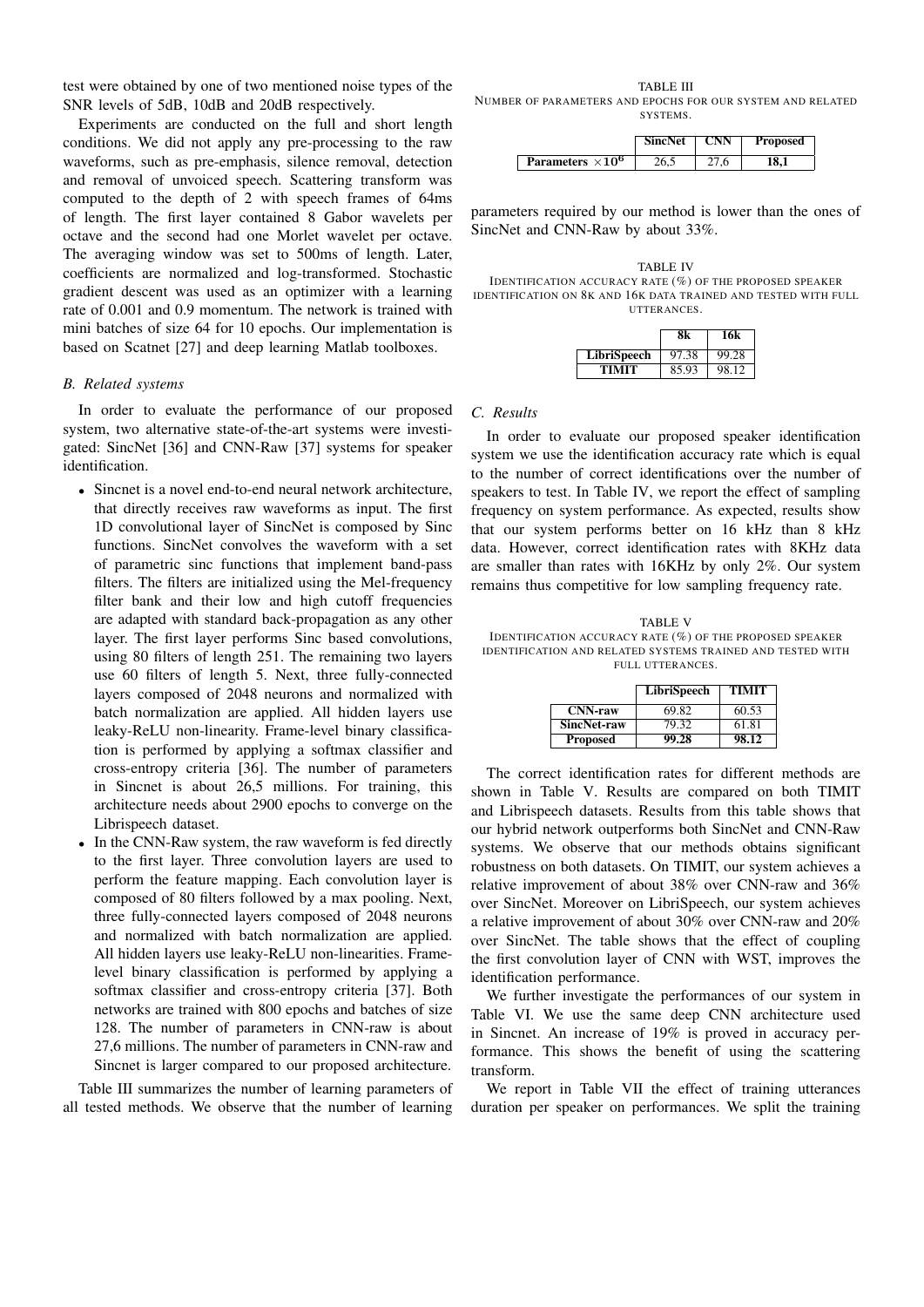test were obtained by one of two mentioned noise types of the SNR levels of 5dB, 10dB and 20dB respectively.

Experiments are conducted on the full and short length conditions. We did not apply any pre-processing to the raw waveforms, such as pre-emphasis, silence removal, detection and removal of unvoiced speech. Scattering transform was computed to the depth of 2 with speech frames of 64ms of length. The first layer contained 8 Gabor wavelets per octave and the second had one Morlet wavelet per octave. The averaging window was set to 500ms of length. Later, coefficients are normalized and log-transformed. Stochastic gradient descent was used as an optimizer with a learning rate of 0.001 and 0.9 momentum. The network is trained with mini batches of size 64 for 10 epochs. Our implementation is based on Scatnet [27] and deep learning Matlab toolboxes.

### *B. Related systems*

In order to evaluate the performance of our proposed system, two alternative state-of-the-art systems were investigated: SincNet [36] and CNN-Raw [37] systems for speaker identification.

- Sincnet is a novel end-to-end neural network architecture, that directly receives raw waveforms as input. The first 1D convolutional layer of SincNet is composed by Sinc functions. SincNet convolves the waveform with a set of parametric sinc functions that implement band-pass filters. The filters are initialized using the Mel-frequency filter bank and their low and high cutoff frequencies are adapted with standard back-propagation as any other layer. The first layer performs Sinc based convolutions, using 80 filters of length 251. The remaining two layers use 60 filters of length 5. Next, three fully-connected layers composed of 2048 neurons and normalized with batch normalization are applied. All hidden layers use leaky-ReLU non-linearity. Frame-level binary classification is performed by applying a softmax classifier and cross-entropy criteria [36]. The number of parameters in Sincnet is about 26,5 millions. For training, this architecture needs about 2900 epochs to converge on the Librispeech dataset.
- In the CNN-Raw system, the raw waveform is fed directly to the first layer. Three convolution layers are used to perform the feature mapping. Each convolution layer is composed of 80 filters followed by a max pooling. Next, three fully-connected layers composed of 2048 neurons and normalized with batch normalization are applied. All hidden layers use leaky-ReLU non-linearities. Frame-level binary classification is performed by applying a softmax classifier and cross-entropy criteria [37]. Both networks are trained with 800 epochs and batches of size 128. The number of parameters in CNN-raw is about 27,6 millions. The number of parameters in CNN-raw and Sincnet is larger compared to our proposed architecture.

Table III summarizes the number of learning parameters of all tested methods. We observe that the number of learning parameters required by our method is lower than the ones of SincNet and CNN-Raw by about 33%.

TABLE III
NUMBER OF PARAMETERS AND EPOCHS FOR OUR SYSTEM AND RELATED SYSTEMS.

| | SincNet | CNN | Proposed |
|---|---|---|---|
| **Parameters $\times 10^6$** | 26,5 | 27,6 | **18,1** |

TABLE IV
IDENTIFICATION ACCURACY RATE (%) OF THE PROPOSED SPEAKER IDENTIFICATION ON 8K AND 16K DATA TRAINED AND TESTED WITH FULL UTTERANCES.

| | 8k | 16k |
|---|---|---|
| **LibriSpeech** | 97.38 | 99.28 |
| **TIMIT** | 85.93 | 98.12 |

### *C. Results*

In order to evaluate our proposed speaker identification system we use the identification accuracy rate which is equal to the number of correct identifications over the number of speakers to test. In Table IV, we report the effect of sampling frequency on system performance. As expected, results show that our system performs better on 16 kHz than 8 kHz data. However, correct identification rates with 8KHz data are smaller than rates with 16KHz by only 2%. Our system remains thus competitive for low sampling frequency rate.

TABLE V
IDENTIFICATION ACCURACY RATE (%) OF THE PROPOSED SPEAKER IDENTIFICATION AND RELATED SYSTEMS TRAINED AND TESTED WITH FULL UTTERANCES.

| | LibriSpeech | TIMIT |
|---|---|---|
| **CNN-raw** | 69.82 | 60.53 |
| **SincNet-raw** | 79.32 | 61.81 |
| **Proposed** | **99.28** | **98.12** |

The correct identification rates for different methods are shown in Table V. Results are compared on both TIMIT and Librispeech datasets. Results from this table shows that our hybrid network outperforms both SincNet and CNN-Raw systems. We observe that our methods obtains significant robustness on both datasets. On TIMIT, our system achieves a relative improvement of about 38% over CNN-raw and 36% over SincNet. Moreover on LibriSpeech, our system achieves a relative improvement of about 30% over CNN-raw and 20% over SincNet. The table shows that the effect of coupling the first convolution layer of CNN with WST, improves the identification performance.

We further investigate the performances of our system in Table VI. We use the same deep CNN architecture used in Sincnet. An increase of 19% is proved in accuracy performance. This shows the benefit of using the scattering transform.

We report in Table VII the effect of training utterances duration per speaker on performances. We split the training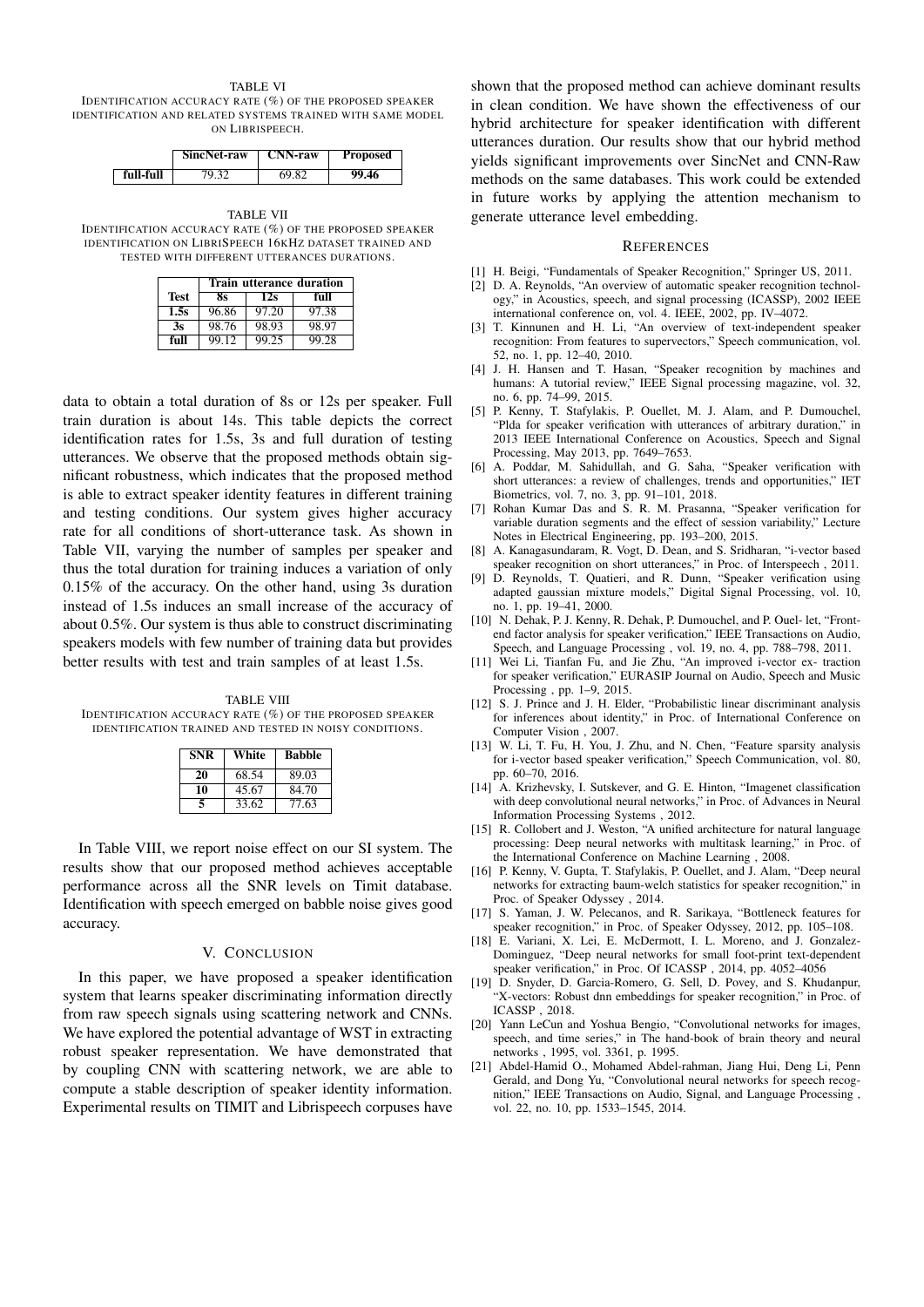TABLE VI

IDENTIFICATION ACCURACY RATE (%) OF THE PROPOSED SPEAKER IDENTIFICATION AND RELATED SYSTEMS TRAINED WITH SAME MODEL ON LIBRISPEECH.

| | SincNet-raw | CNN-raw | Proposed |
|---|---|---|---|
| **full-full** | 79.32 | 69.82 | **99.46** |

TABLE VII

IDENTIFICATION ACCURACY RATE (%) OF THE PROPOSED SPEAKER IDENTIFICATION ON LIBRISPEECH 16KHZ DATASET TRAINED AND TESTED WITH DIFFERENT UTTERANCES DURATIONS.

| | Train utterance duration | | |
|---|---|---|---|
| **Test** | **8s** | **12s** | **full** |
| **1.5s** | 96.86 | 97.20 | 97.38 |
| **3s** | 98.76 | 98.93 | 98.97 |
| **full** | 99.12 | 99.25 | 99.28 |

data to obtain a total duration of 8s or 12s per speaker. Full train duration is about 14s. This table depicts the correct identification rates for 1.5s, 3s and full duration of testing utterances. We observe that the proposed methods obtain significant robustness, which indicates that the proposed method is able to extract speaker identity features in different training and testing conditions. Our system gives higher accuracy rate for all conditions of short-utterance task. As shown in Table VII, varying the number of samples per speaker and thus the total duration for training induces a variation of only 0.15% of the accuracy. On the other hand, using 3s duration instead of 1.5s induces an small increase of the accuracy of about 0.5%. Our system is thus able to construct discriminating speakers models with few number of training data but provides better results with test and train samples of at least 1.5s.

TABLE VIII

IDENTIFICATION ACCURACY RATE (%) OF THE PROPOSED SPEAKER IDENTIFICATION TRAINED AND TESTED IN NOISY CONDITIONS.

| SNR | White | Babble |
|---|---|---|
| **20** | 68.54 | 89.03 |
| **10** | 45.67 | 84.70 |
| **5** | 33.62 | 77.63 |

In Table VIII, we report noise effect on our SI system. The results show that our proposed method achieves acceptable performance across all the SNR levels on Timit database. Identification with speech emerged on babble noise gives good accuracy.

## V. CONCLUSION

In this paper, we have proposed a speaker identification system that learns speaker discriminating information directly from raw speech signals using scattering network and CNNs. We have explored the potential advantage of WST in extracting robust speaker representation. We have demonstrated that by coupling CNN with scattering network, we are able to compute a stable description of speaker identity information. Experimental results on TIMIT and Librispeech corpuses have shown that the proposed method can achieve dominant results in clean condition. We have shown the effectiveness of our hybrid architecture for speaker identification with different utterances duration. Our results show that our hybrid method yields significant improvements over SincNet and CNN-Raw methods on the same databases. This work could be extended in future works by applying the attention mechanism to generate utterance level embedding.

## REFERENCES

[1] H. Beigi, "Fundamentals of Speaker Recognition," Springer US, 2011.

[2] D. A. Reynolds, "An overview of automatic speaker recognition technology," in Acoustics, speech, and signal processing (ICASSP), 2002 IEEE international conference on, vol. 4. IEEE, 2002, pp. IV–4072.

[3] T. Kinnunen and H. Li, "An overview of text-independent speaker recognition: From features to supervectors," Speech communication, vol. 52, no. 1, pp. 12–40, 2010.

[4] J. H. Hansen and T. Hasan, "Speaker recognition by machines and humans: A tutorial review," IEEE Signal processing magazine, vol. 32, no. 6, pp. 74–99, 2015.

[5] P. Kenny, T. Stafylakis, P. Ouellet, M. J. Alam, and P. Dumouchel, "Plda for speaker verification with utterances of arbitrary duration," in 2013 IEEE International Conference on Acoustics, Speech and Signal Processing, May 2013, pp. 7649–7653.

[6] A. Poddar, M. Sahidullah, and G. Saha, "Speaker verification with short utterances: a review of challenges, trends and opportunities," IET Biometrics, vol. 7, no. 3, pp. 91–101, 2018.

[7] Rohan Kumar Das and S. R. M. Prasanna, "Speaker verification for variable duration segments and the effect of session variability," Lecture Notes in Electrical Engineering, pp. 193–200, 2015.

[8] A. Kanagasundaram, R. Vogt, D. Dean, and S. Sridharan, "i-vector based speaker recognition on short utterances," in Proc. of Interspeech , 2011.

[9] D. Reynolds, T. Quatieri, and R. Dunn, "Speaker verification using adapted gaussian mixture models," Digital Signal Processing, vol. 10, no. 1, pp. 19–41, 2000.

[10] N. Dehak, P. J. Kenny, R. Dehak, P. Dumouchel, and P. Ouel- let, "Front-end factor analysis for speaker verification," IEEE Transactions on Audio, Speech, and Language Processing , vol. 19, no. 4, pp. 788–798, 2011.

[11] Wei Li, Tianfan Fu, and Jie Zhu, "An improved i-vector ex- traction for speaker verification," EURASIP Journal on Audio, Speech and Music Processing , pp. 1–9, 2015.

[12] S. J. Prince and J. H. Elder, "Probabilistic linear discriminant analysis for inferences about identity," in Proc. of International Conference on Computer Vision , 2007.

[13] W. Li, T. Fu, H. You, J. Zhu, and N. Chen, "Feature sparsity analysis for i-vector based speaker verification," Speech Communication, vol. 80, pp. 60–70, 2016.

[14] A. Krizhevsky, I. Sutskever, and G. E. Hinton, "Imagenet classification with deep convolutional neural networks," in Proc. of Advances in Neural Information Processing Systems , 2012.

[15] R. Collobert and J. Weston, "A unified architecture for natural language processing: Deep neural networks with multitask learning," in Proc. of the International Conference on Machine Learning , 2008.

[16] P. Kenny, V. Gupta, T. Stafylakis, P. Ouellet, and J. Alam, "Deep neural networks for extracting baum-welch statistics for speaker recognition," in Proc. of Speaker Odyssey , 2014.

[17] S. Yaman, J. W. Pelecanos, and R. Sarikaya, "Bottleneck features for speaker recognition," in Proc. of Speaker Odyssey, 2012, pp. 105–108.

[18] E. Variani, X. Lei, E. McDermott, I. L. Moreno, and J. Gonzalez-Dominguez, "Deep neural networks for small foot-print text-dependent speaker verification," in Proc. Of ICASSP , 2014, pp. 4052–4056

[19] D. Snyder, D. Garcia-Romero, G. Sell, D. Povey, and S. Khudanpur, "X-vectors: Robust dnn embeddings for speaker recognition," in Proc. of ICASSP , 2018.

[20] Yann LeCun and Yoshua Bengio, "Convolutional networks for images, speech, and time series," in The hand-book of brain theory and neural networks , 1995, vol. 3361, p. 1995.

[21] Abdel-Hamid O., Mohamed Abdel-rahman, Jiang Hui, Deng Li, Penn Gerald, and Dong Yu, "Convolutional neural networks for speech recognition," IEEE Transactions on Audio, Signal, and Language Processing , vol. 22, no. 10, pp. 1533–1545, 2014.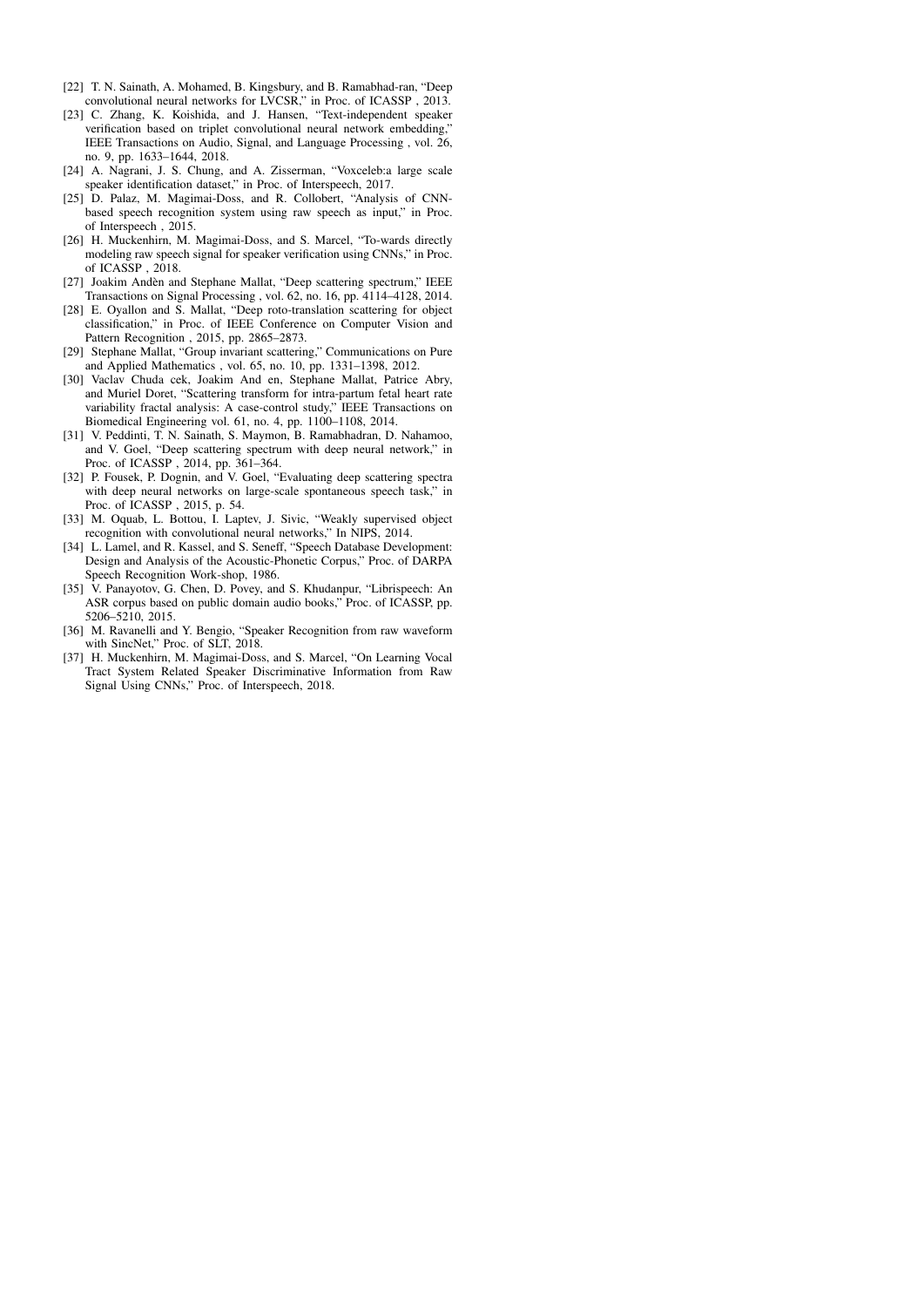[22] T. N. Sainath, A. Mohamed, B. Kingsbury, and B. Ramabhad-ran, "Deep convolutional neural networks for LVCSR," in Proc. of ICASSP , 2013.

[23] C. Zhang, K. Koishida, and J. Hansen, "Text-independent speaker verification based on triplet convolutional neural network embedding," IEEE Transactions on Audio, Signal, and Language Processing , vol. 26, no. 9, pp. 1633–1644, 2018.

[24] A. Nagrani, J. S. Chung, and A. Zisserman, "Voxceleb:a large scale speaker identification dataset," in Proc. of Interspeech, 2017.

[25] D. Palaz, M. Magimai-Doss, and R. Collobert, "Analysis of CNN-based speech recognition system using raw speech as input," in Proc. of Interspeech , 2015.

[26] H. Muckenhirn, M. Magimai-Doss, and S. Marcel, "To-wards directly modeling raw speech signal for speaker verification using CNNs," in Proc. of ICASSP , 2018.

[27] Joakim Andèn and Stephane Mallat, "Deep scattering spectrum," IEEE Transactions on Signal Processing , vol. 62, no. 16, pp. 4114–4128, 2014.

[28] E. Oyallon and S. Mallat, "Deep roto-translation scattering for object classification," in Proc. of IEEE Conference on Computer Vision and Pattern Recognition , 2015, pp. 2865–2873.

[29] Stephane Mallat, "Group invariant scattering," Communications on Pure and Applied Mathematics , vol. 65, no. 10, pp. 1331–1398, 2012.

[30] Vaclav Chuda cek, Joakim And en, Stephane Mallat, Patrice Abry, and Muriel Doret, "Scattering transform for intra-partum fetal heart rate variability fractal analysis: A case-control study," IEEE Transactions on Biomedical Engineering vol. 61, no. 4, pp. 1100–1108, 2014.

[31] V. Peddinti, T. N. Sainath, S. Maymon, B. Ramabhadran, D. Nahamoo, and V. Goel, "Deep scattering spectrum with deep neural network," in Proc. of ICASSP , 2014, pp. 361–364.

[32] P. Fousek, P. Dognin, and V. Goel, "Evaluating deep scattering spectra with deep neural networks on large-scale spontaneous speech task," in Proc. of ICASSP , 2015, p. 54.

[33] M. Oquab, L. Bottou, I. Laptev, J. Sivic, "Weakly supervised object recognition with convolutional neural networks," In NIPS, 2014.

[34] L. Lamel, and R. Kassel, and S. Seneff, "Speech Database Development: Design and Analysis of the Acoustic-Phonetic Corpus," Proc. of DARPA Speech Recognition Work-shop, 1986.

[35] V. Panayotov, G. Chen, D. Povey, and S. Khudanpur, "Librispeech: An ASR corpus based on public domain audio books," Proc. of ICASSP, pp. 5206–5210, 2015.

[36] M. Ravanelli and Y. Bengio, "Speaker Recognition from raw waveform with SincNet," Proc. of SLT, 2018.

[37] H. Muckenhirn, M. Magimai-Doss, and S. Marcel, "On Learning Vocal Tract System Related Speaker Discriminative Information from Raw Signal Using CNNs," Proc. of Interspeech, 2018.